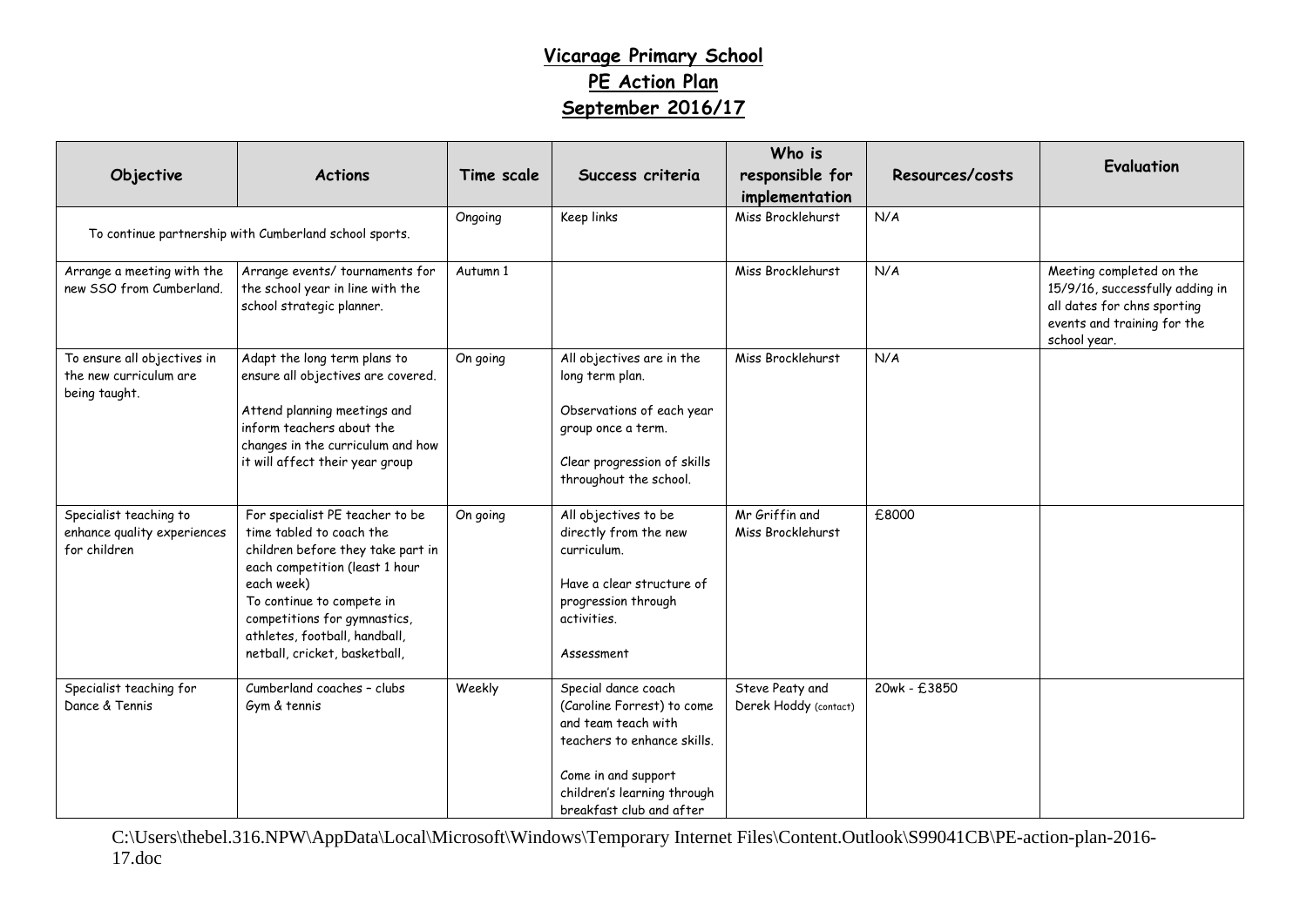# Vicarage Primary School
## PE Action Plan
## September 2016/17

| Objective | Actions | Time scale | Success criteria | Who is responsible for implementation | Resources/costs | Evaluation |
|---|---|---|---|---|---|---|
| To continue partnership with Cumberland school sports. | | Ongoing | Keep links | Miss Brocklehurst | N/A | |
| Arrange a meeting with the new SSO from Cumberland. | Arrange events/ tournaments for the school year in line with the school strategic planner. | Autumn 1 | | Miss Brocklehurst | N/A | Meeting completed on the 15/9/16, successfully adding in all dates for chns sporting events and training for the school year. |
| To ensure all objectives in the new curriculum are being taught. | Adapt the long term plans to ensure all objectives are covered.<br><br>Attend planning meetings and inform teachers about the changes in the curriculum and how it will affect their year group | On going | All objectives are in the long term plan.<br><br>Observations of each year group once a term.<br><br>Clear progression of skills throughout the school. | Miss Brocklehurst | N/A | |
| Specialist teaching to enhance quality experiences for children | For specialist PE teacher to be time tabled to coach the children before they take part in each competition (least 1 hour each week)<br>To continue to compete in competitions for gymnastics, athletes, football, handball, netball, cricket, basketball, | On going | All objectives to be directly from the new curriculum.<br><br>Have a clear structure of progression through activities.<br><br>Assessment | Mr Griffin and Miss Brocklehurst | £8000 | |
| Specialist teaching for Dance & Tennis | Cumberland coaches – clubs<br>Gym & tennis | Weekly | Special dance coach (Caroline Forrest) to come and team teach with teachers to enhance skills.<br><br>Come in and support children's learning through breakfast club and after | Steve Peaty and Derek Hoddy (contact) | 20wk - £3850 | |

C:\Users\thebel.316.NPW\AppData\Local\Microsoft\Windows\Temporary Internet Files\Content.Outlook\S99041CB\PE-action-plan-2016-17.doc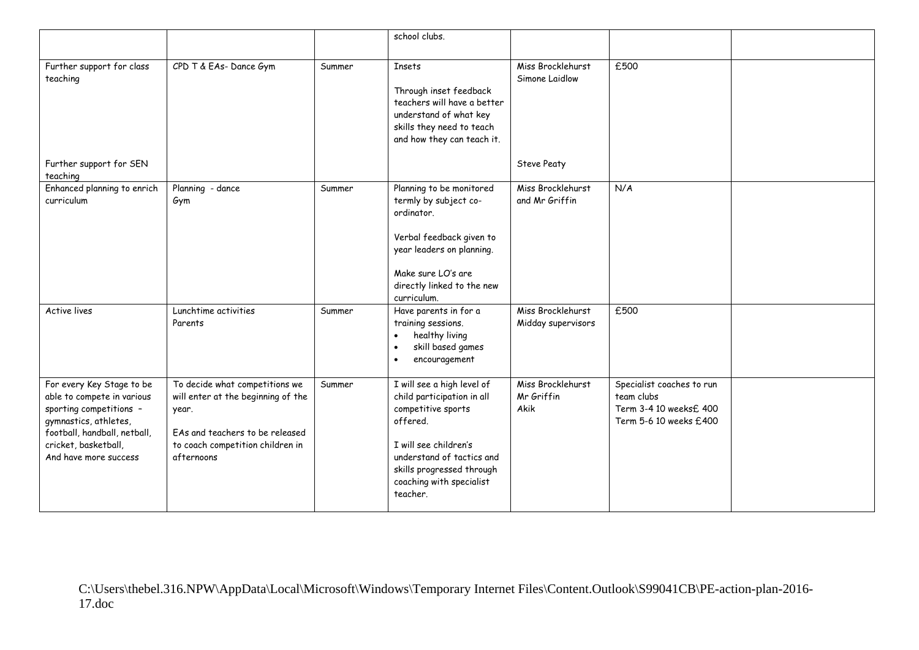| | | | school clubs. | | | |
|---|---|---|---|---|---|---|
| Further support for class teaching<br><br>Further support for SEN teaching | CPD T & EAs- Dance Gym | Summer | Insets<br><br>Through inset feedback teachers will have a better understand of what key skills they need to teach and how they can teach it. | Miss Brocklehurst<br>Simone Laidlow<br><br>Steve Peaty | £500 | |
| Enhanced planning to enrich curriculum | Planning - dance<br>Gym | Summer | Planning to be monitored termly by subject co-ordinator.<br><br>Verbal feedback given to year leaders on planning.<br><br>Make sure LO's are directly linked to the new curriculum. | Miss Brocklehurst and Mr Griffin | N/A | |
| Active lives | Lunchtime activities<br>Parents | Summer | Have parents in for a training sessions.<br>• healthy living<br>• skill based games<br>• encouragement | Miss Brocklehurst<br>Midday supervisors | £500 | |
| For every Key Stage to be able to compete in various sporting competitions – gymnastics, athletes, football, handball, netball, cricket, basketball, And have more success | To decide what competitions we will enter at the beginning of the year.<br><br>EAs and teachers to be released to coach competition children in afternoons | Summer | I will see a high level of child participation in all competitive sports offered.<br><br>I will see children's understand of tactics and skills progressed through coaching with specialist teacher. | Miss Brocklehurst<br>Mr Griffin<br>Akik | Specialist coaches to run team clubs<br>Term 3-4 10 weeks£ 400<br>Term 5-6 10 weeks £400 | |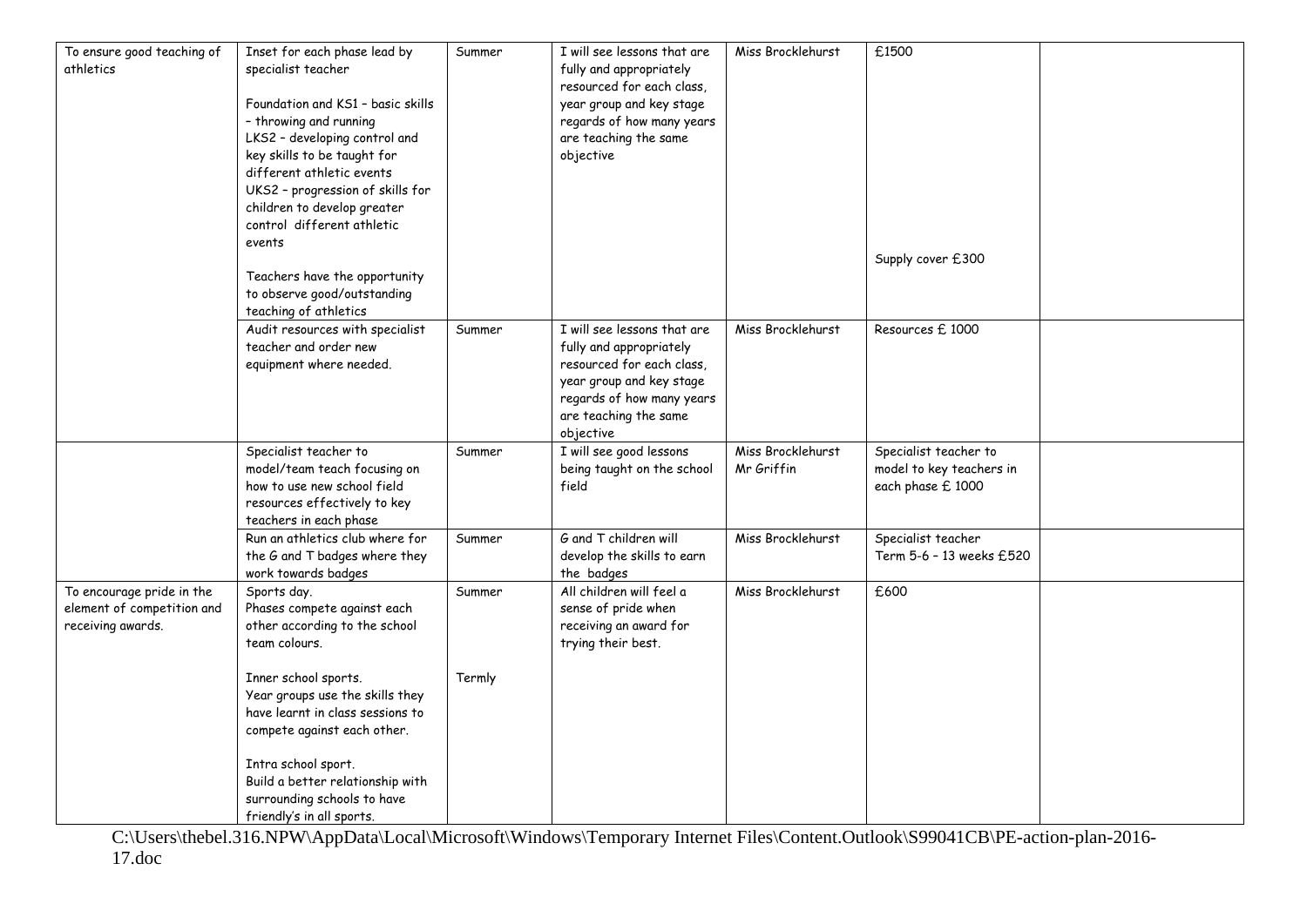| | | | | | | |
|---|---|---|---|---|---|---|
| To ensure good teaching of athletics | Inset for each phase lead by specialist teacher<br><br>Foundation and KS1 – basic skills – throwing and running<br>LKS2 – developing control and key skills to be taught for different athletic events<br>UKS2 – progression of skills for children to develop greater control different athletic events<br><br>Teachers have the opportunity to observe good/outstanding teaching of athletics | Summer | I will see lessons that are fully and appropriately resourced for each class, year group and key stage regards of how many years are teaching the same objective | Miss Brocklehurst | £1500<br><br>Supply cover £300 | |
| | Audit resources with specialist teacher and order new equipment where needed. | Summer | I will see lessons that are fully and appropriately resourced for each class, year group and key stage regards of how many years are teaching the same objective | Miss Brocklehurst | Resources £ 1000 | |
| | Specialist teacher to model/team teach focusing on how to use new school field resources effectively to key teachers in each phase | Summer | I will see good lessons being taught on the school field | Miss Brocklehurst<br>Mr Griffin | Specialist teacher to model to key teachers in each phase £ 1000 | |
| | Run an athletics club where for the G and T badges where they work towards badges | Summer | G and T children will develop the skills to earn the badges | Miss Brocklehurst | Specialist teacher<br>Term 5-6 – 13 weeks £520 | |
| To encourage pride in the element of competition and receiving awards. | Sports day.<br>Phases compete against each other according to the school team colours.<br><br>Inner school sports.<br>Year groups use the skills they have learnt in class sessions to compete against each other.<br><br>Intra school sport.<br>Build a better relationship with surrounding schools to have friendly's in all sports. | Summer<br><br><br><br><br>Termly | All children will feel a sense of pride when receiving an award for trying their best. | Miss Brocklehurst | £600 | |

C:\Users\thebel.316.NPW\AppData\Local\Microsoft\Windows\Temporary Internet Files\Content.Outlook\S99041CB\PE-action-plan-2016-17.doc